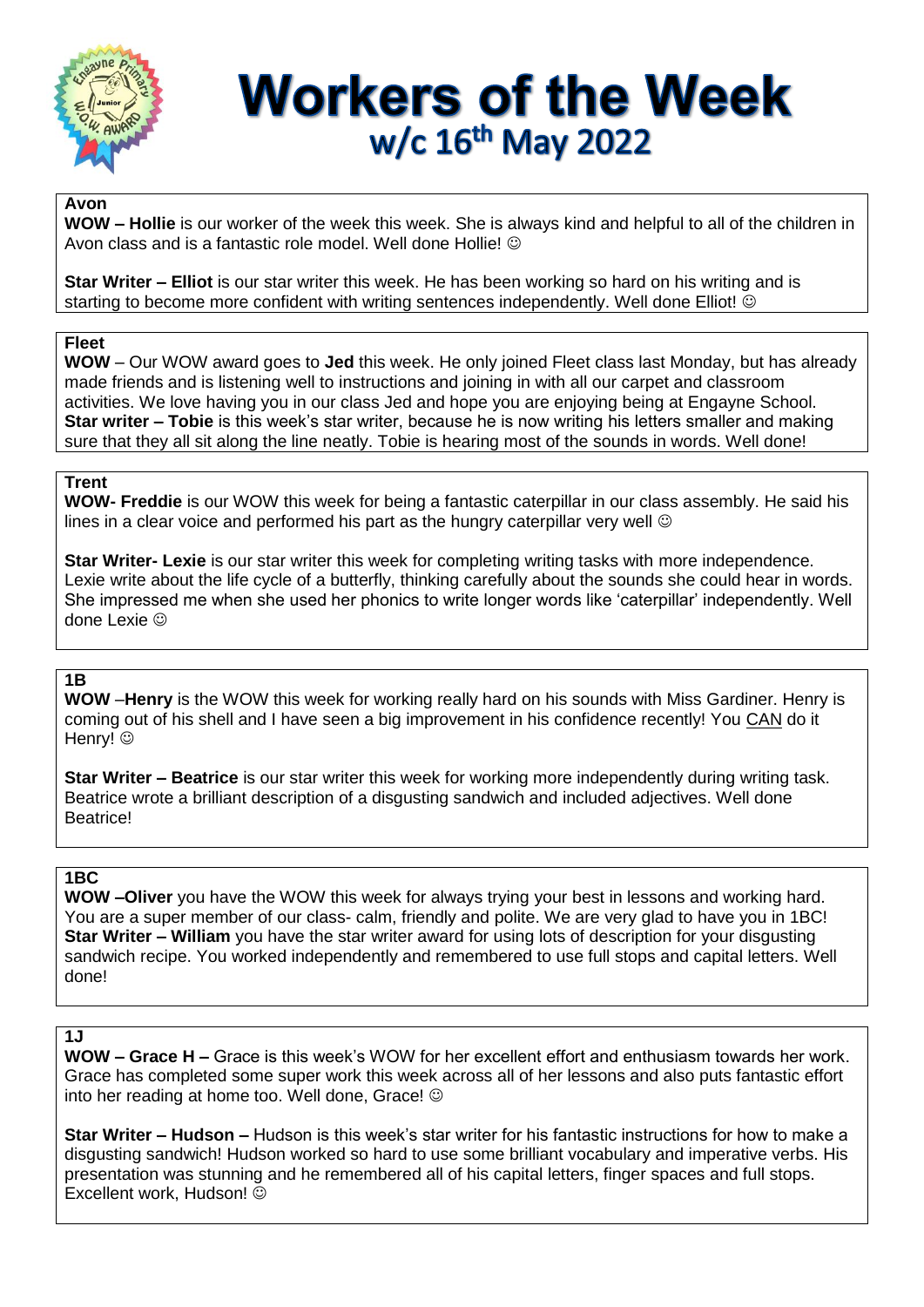# Workers of the Week
## w/c 16th May 2022

### Avon

**WOW – Hollie** is our worker of the week this week. She is always kind and helpful to all of the children in Avon class and is a fantastic role model. Well done Hollie! ☺

**Star Writer – Elliot** is our star writer this week. He has been working so hard on his writing and is starting to become more confident with writing sentences independently. Well done Elliot! ☺

### Fleet

**WOW** – Our WOW award goes to **Jed** this week. He only joined Fleet class last Monday, but has already made friends and is listening well to instructions and joining in with all our carpet and classroom activities. We love having you in our class Jed and hope you are enjoying being at Engayne School.
**Star writer – Tobie** is this week's star writer, because he is now writing his letters smaller and making sure that they all sit along the line neatly. Tobie is hearing most of the sounds in words. Well done!

### Trent

**WOW- Freddie** is our WOW this week for being a fantastic caterpillar in our class assembly. He said his lines in a clear voice and performed his part as the hungry caterpillar very well ☺

**Star Writer- Lexie** is our star writer this week for completing writing tasks with more independence. Lexie write about the life cycle of a butterfly, thinking carefully about the sounds she could hear in words. She impressed me when she used her phonics to write longer words like 'caterpillar' independently. Well done Lexie ☺

### 1B

**WOW** –**Henry** is the WOW this week for working really hard on his sounds with Miss Gardiner. Henry is coming out of his shell and I have seen a big improvement in his confidence recently! You <u>CAN</u> do it Henry! ☺

**Star Writer – Beatrice** is our star writer this week for working more independently during writing task. Beatrice wrote a brilliant description of a disgusting sandwich and included adjectives. Well done Beatrice!

### 1BC

**WOW –Oliver** you have the WOW this week for always trying your best in lessons and working hard. You are a super member of our class- calm, friendly and polite. We are very glad to have you in 1BC!
**Star Writer – William** you have the star writer award for using lots of description for your disgusting sandwich recipe. You worked independently and remembered to use full stops and capital letters. Well done!

### 1J

**WOW – Grace H –** Grace is this week's WOW for her excellent effort and enthusiasm towards her work. Grace has completed some super work this week across all of her lessons and also puts fantastic effort into her reading at home too. Well done, Grace! ☺

**Star Writer – Hudson –** Hudson is this week's star writer for his fantastic instructions for how to make a disgusting sandwich! Hudson worked so hard to use some brilliant vocabulary and imperative verbs. His presentation was stunning and he remembered all of his capital letters, finger spaces and full stops. Excellent work, Hudson! ☺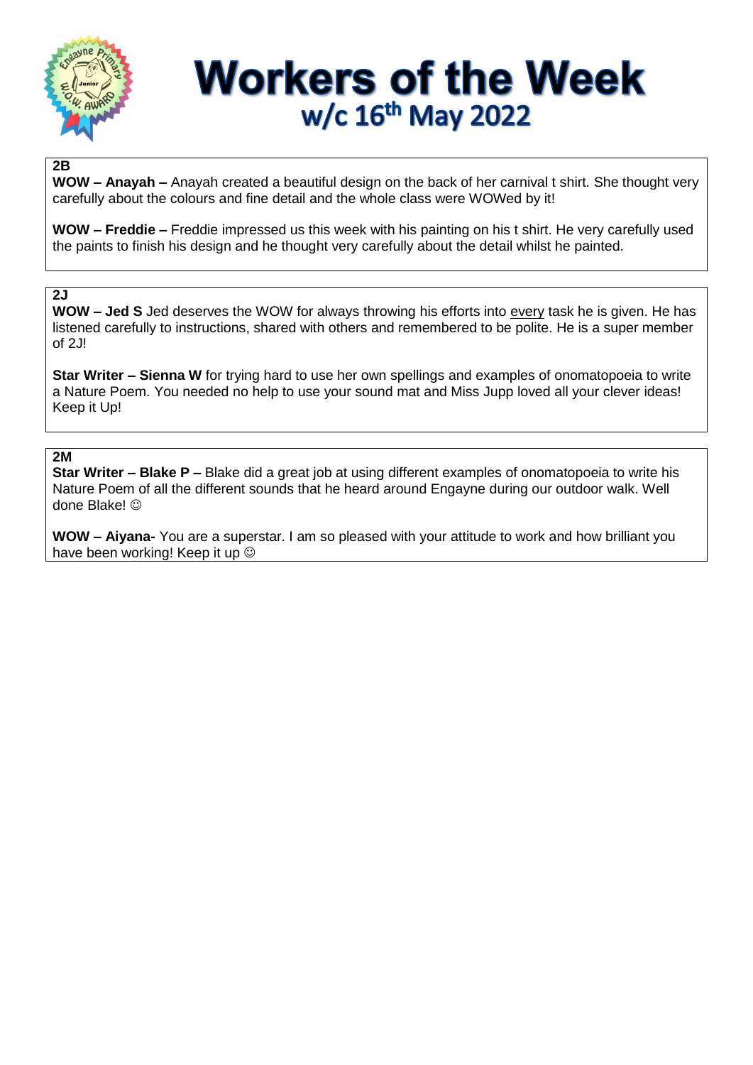# Workers of the Week

## w/c 16th May 2022

**2B**

**WOW – Anayah –** Anayah created a beautiful design on the back of her carnival t shirt. She thought very carefully about the colours and fine detail and the whole class were WOWed by it!

**WOW – Freddie –** Freddie impressed us this week with his painting on his t shirt. He very carefully used the paints to finish his design and he thought very carefully about the detail whilst he painted.

**2J**

**WOW – Jed S** Jed deserves the WOW for always throwing his efforts into every task he is given. He has listened carefully to instructions, shared with others and remembered to be polite. He is a super member of 2J!

**Star Writer – Sienna W** for trying hard to use her own spellings and examples of onomatopoeia to write a Nature Poem. You needed no help to use your sound mat and Miss Jupp loved all your clever ideas! Keep it Up!

**2M**

**Star Writer – Blake P –** Blake did a great job at using different examples of onomatopoeia to write his Nature Poem of all the different sounds that he heard around Engayne during our outdoor walk. Well done Blake! ☺

**WOW – Aiyana-** You are a superstar. I am so pleased with your attitude to work and how brilliant you have been working! Keep it up ☺